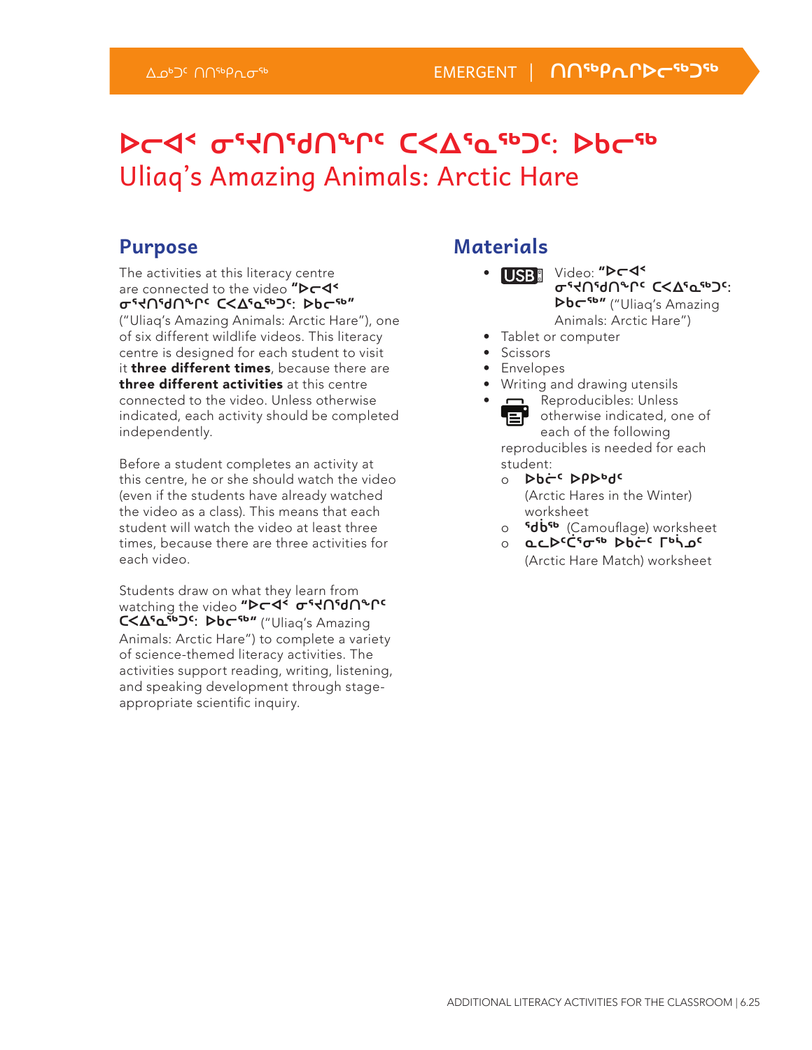# ᐅᓕᐊᖅ ᓂᕐᔪᑎᕐᑯᑎᖏᑦ ᑕᐸᐃᕐᓇᖅᑐᑦ: ᐅᑲᓕᖅ
## Uliaq's Amazing Animals: Arctic Hare

## Purpose

The activities at this literacy centre are connected to the video **"ᐅᓕᐊᖅ ᓂᕐᔪᑎᕐᑯᑎᖏᑦ ᑕᐸᐃᕐᓇᖅᑐᑦ: ᐅᑲᓕᖅ"** ("Uliaq's Amazing Animals: Arctic Hare"), one of six different wildlife videos. This literacy centre is designed for each student to visit it **three different times**, because there are **three different activities** at this centre connected to the video. Unless otherwise indicated, each activity should be completed independently.

Before a student completes an activity at this centre, he or she should watch the video (even if the students have already watched the video as a class). This means that each student will watch the video at least three times, because there are three activities for each video.

Students draw on what they learn from watching the video **"ᐅᓕᐊᖅ ᓂᕐᔪᑎᕐᑯᑎᖏᑦ ᑕᐸᐃᕐᓇᖅᑐᑦ: ᐅᑲᓕᖅ"** ("Uliaq's Amazing Animals: Arctic Hare") to complete a variety of science-themed literacy activities. The activities support reading, writing, listening, and speaking development through stage-appropriate scientific inquiry.

## Materials

- USB Video: **"ᐅᓕᐊᖅ ᓂᕐᔪᑎᕐᑯᑎᖏᑦ ᑕᐸᐃᕐᓇᖅᑐᑦ: ᐅᑲᓕᖅ"** ("Uliaq's Amazing Animals: Arctic Hare")
- Tablet or computer
- Scissors
- Envelopes
- Writing and drawing utensils
- Reproducibles: Unless otherwise indicated, one of each of the following reproducibles is needed for each student:
  - **ᐅᑲᓖᑦ ᐅᑭᐅᒃᑯᑦ** (Arctic Hares in the Winter) worksheet
  - **ᕿᑰᖅ** (Camouflage) worksheet
  - **ᓇᓚᐅᑦᑖᕐᓂᖅ ᐅᑲᓖᑦ ᒥᒃᓵᓄᑦ** (Arctic Hare Match) worksheet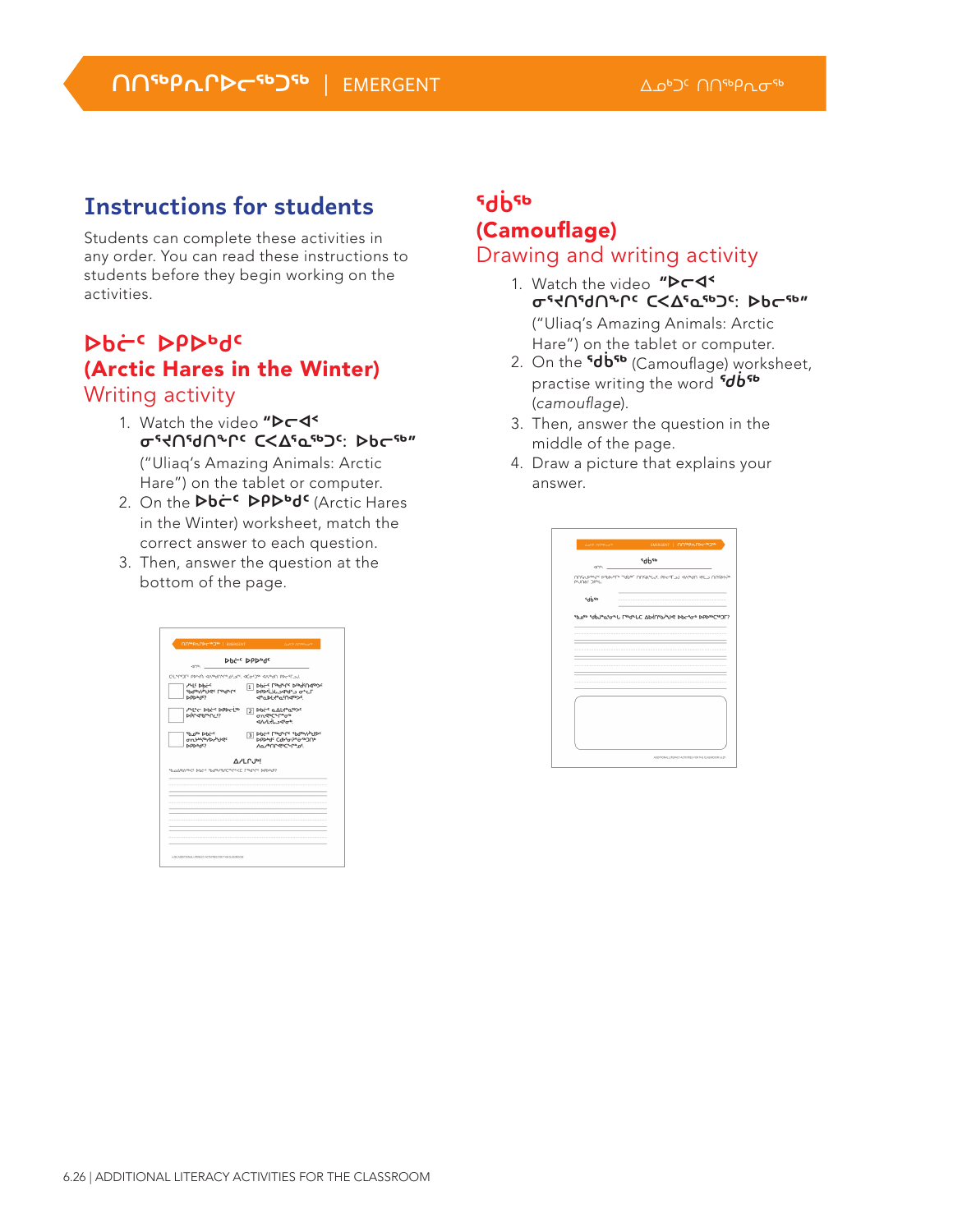## Instructions for students

Students can complete these activities in any order. You can read these instructions to students before they begin working on the activities.

### ᐅᑲᓖᑦ ᐅᑭᐅᒃᑯᑦ (Arctic Hares in the Winter)

Writing activity

1. Watch the video **"ᐅᓕᐊᑉ ᓂᕐᔪᑎᑦᑎᖏᑦ ᑕᐸᐃᕐᓇᖅᑐᑦ: ᐅᑲᓕᖅ"** ("Uliaq's Amazing Animals: Arctic Hare") on the tablet or computer.
2. On the **ᐅᑲᓖᑦ ᐅᑭᐅᒃᑯᑦ** (Arctic Hares in the Winter) worksheet, match the correct answer to each question.
3. Then, answer the question at the bottom of the page.

### ᖁᐋᒃ (Camouflage)

Drawing and writing activity

1. Watch the video **"ᐅᓕᐊᑉ ᓂᕐᔪᑎᑦᑎᖏᑦ ᑕᐸᐃᕐᓇᖅᑐᑦ: ᐅᑲᓕᖅ"** ("Uliaq's Amazing Animals: Arctic Hare") on the tablet or computer.
2. On the **ᖁᐋᒃ** (Camouflage) worksheet, practise writing the word **ᖁᐋᒃ** (*camouflage*).
3. Then, answer the question in the middle of the page.
4. Draw a picture that explains your answer.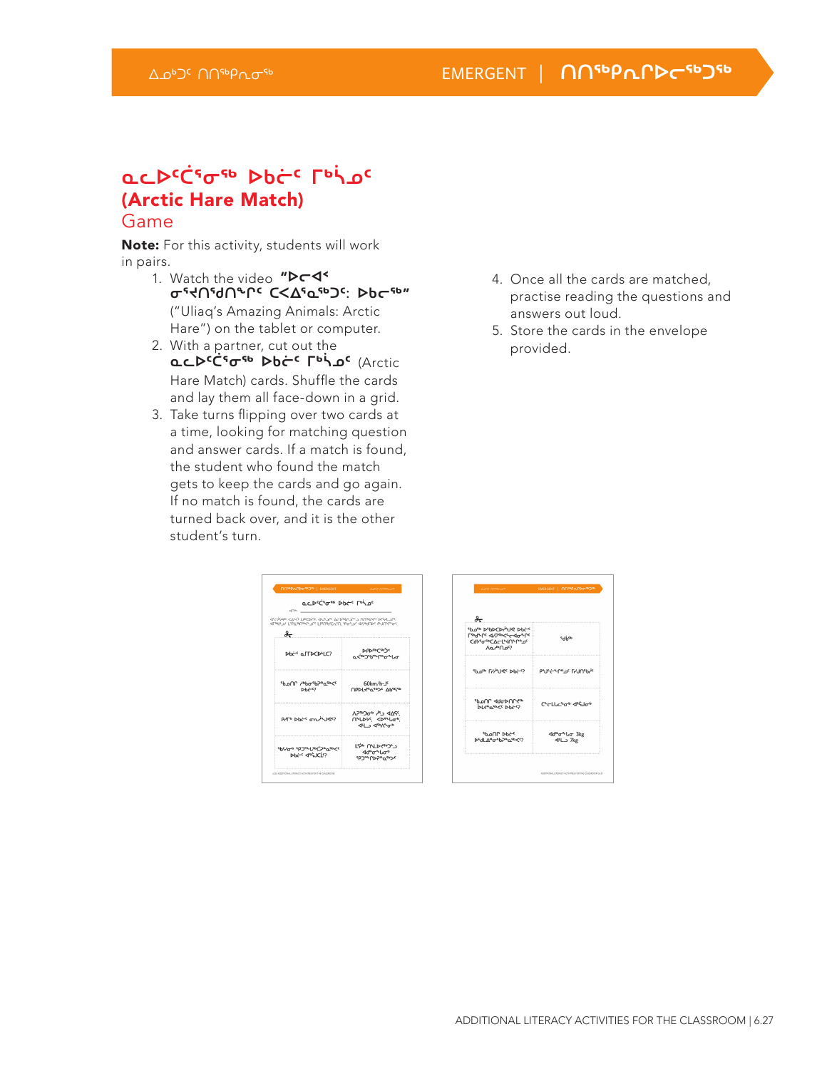# ᓇᓚᐅᑦᑖᕐᓂᖅ ᐅᑲᓖᑦ ᒥᒃᓵᓄᑦ
## (Arctic Hare Match)
### Game

**Note:** For this activity, students will work in pairs.

1. Watch the video **"ᐅᓕᐊᖅ ᓂᕐᔪᑎᕐᔪᐊᕐᒥᑦ ᑕᐸᐃᕐᓇᖅᑐᑦ: ᐅᑲᓕᖅ"** ("Uliaq's Amazing Animals: Arctic Hare") on the tablet or computer.
2. With a partner, cut out the **ᓇᓚᐅᑦᑖᕐᓂᖅ ᐅᑲᓖᑦ ᒥᒃᓵᓄᑦ** (Arctic Hare Match) cards. Shuffle the cards and lay them all face-down in a grid.
3. Take turns flipping over two cards at a time, looking for matching question and answer cards. If a match is found, the student who found the match gets to keep the cards and go again. If no match is found, the cards are turned back over, and it is the other student's turn.
4. Once all the cards are matched, practise reading the questions and answers out loud.
5. Store the cards in the envelope provided.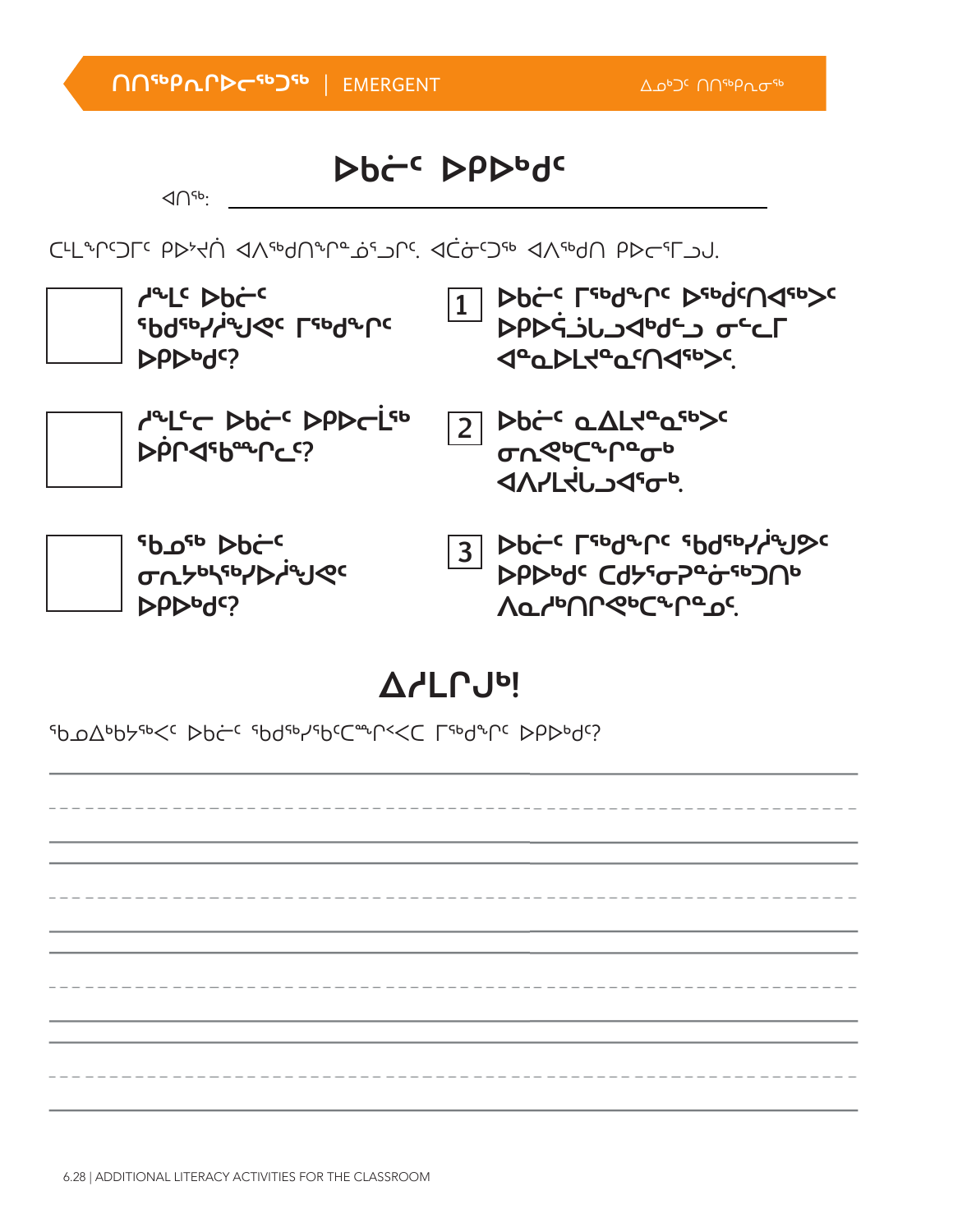ᑎᑎᖅᑲᓇᒋᐅᓚᖅᑐᖅ | EMERGENT

ᐃᓄᒃᑐᑦ ᑎᑎᖅᑲᖏᓐᓂᖅ

# ᐅᑲᓖᑦ ᐅᑭᐅᒃᑯᑦ

ᐊᑎᖅ: ___________________________

ᑕᒪᖓᑦᑐᒥᑦ ᑭᐅᔪᐃ ᐊᐱᖅᑯᑎᖏᓐᓄᑦᓱᑎᑦ. ᐊᑖᓂᑦᑐᖅ ᐊᐱᖅᑯᑎ ᑭᐅᓚᕐᒥᓗᒍ.

| | | | |
|---|---|---|---|
| ☐ | ᓱᖕᒪᑦ ᐅᑲᓖᑦ ᖃᑯᖅᓯᓲᖑᕙᑦ ᒥᖅᑯᖏᑦ ᐅᑭᐅᒃᑯᑦ? | 1 | ᐅᑲᓖᑦ ᒥᖅᑯᖏᑦ ᐅᖅᑯᑦᑎᐊᖅᐳᑦ ᐅᑭᐅᕝᕕᓗᐊᒃᑯᑦ ᓂᑦᓚᒥ ᐊᓇᐅᒪᔪᓇᑦᑎᐊᖅᐳᑦ. |
| ☐ | ᓱᖕᒪᑦᓚ ᐅᑲᓖᑦ ᐅᑭᐅᓚᒦᖅ ᐅᑮᑎᐊᕐᑲᖕᖏᓚᑦ? | 2 | ᐅᑲᓖᑦ ᓇᐃᒪᔪᓇᖅᐳᑦ ᓂᕆᕙᒃᑕᖏᓐᓂᒃ ᐊᐱᓯᒪᔫᓗᐊᕐᓂᒃ. |
| ☐ | ᖃᓄᖅ ᐅᑲᓖᑦ ᓂᕆᔭᒃᓴᖅᓯᐅᓲᖑᕙᑦ ᐅᑭᐅᒃᑯᑦ? | 3 | ᐅᑲᓖᑦ ᒥᖅᑯᖏᑦ ᖃᑯᖅᓯᓲᖑᕗᑦ ᐅᑭᐅᒃᑯᑦ ᑕᑯᔭᕐᓂᕈᓐᓃᖅᑐᑎᒃ ᐱᓇᓱᒃᑎᒋᕙᒃᑕᖏᓐᓄᑦ. |

# ᐃᓱᒪᒋᒍᒃ!

ᖃᓄᐃᒃᑲᔭᖅᐸᑦ ᐅᑲᓖᑦ ᖃᑯᖅᓯᖃᑦᑕᙱᑉᐸᑕ ᒥᖅᑯᖏᑦ ᐅᑭᐅᒃᑯᑦ?

_______________________________________________

_______________________________________________

_______________________________________________

_______________________________________________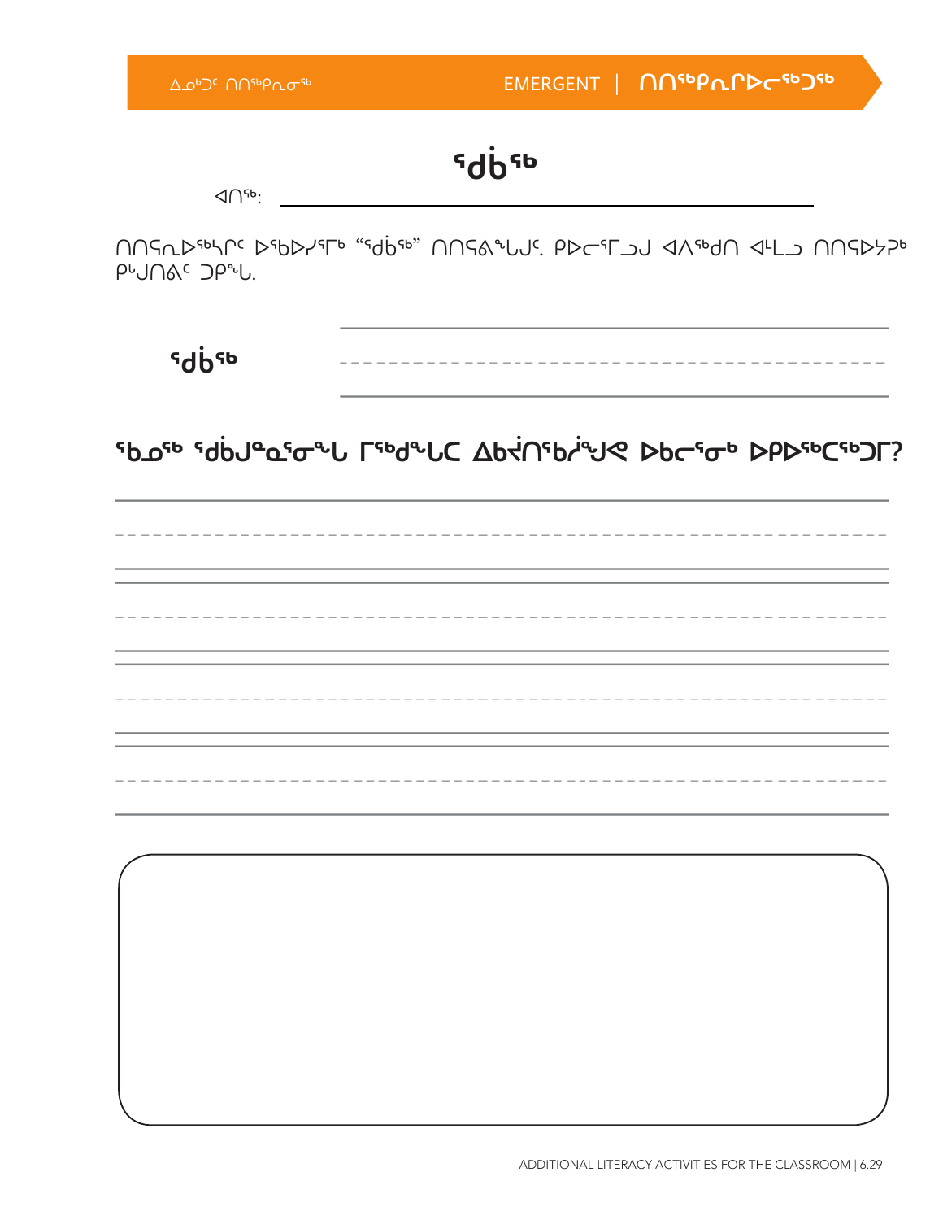# ᖁᑳᖅ

ᐊᑎᖅ: ________________________________

ᑎᑎᕋᓇᐅᖅᓯᒥᑦ ᐅᖃᐅᓯᕐᒥᒃ "ᖁᑳᖅ" ᑎᑎᕋᕝᕙᒋᑦ. ᑭᐅᓕᕐᒥᓗᒍ ᐊᐱᖅᑯᑎ ᐊᒻᒪᓗ ᑎᑎᕋᐅᔾᔨᒃ ᑭᖑᑎᕙᑦ ᑐᑭᖓ.

ᖁᑳᖅ

## ᖃᓄᖅ ᖁᑳᒍᓐᓇᕐᓂᖓ ᒥᖅᑯᖓᑕ ᐃᑲᔫᑎᖃᓲᖑᕙ ᐅᑲᓕᕐᓂᒃ ᐅᑭᐅᖅᑕᖅᑐᒥ?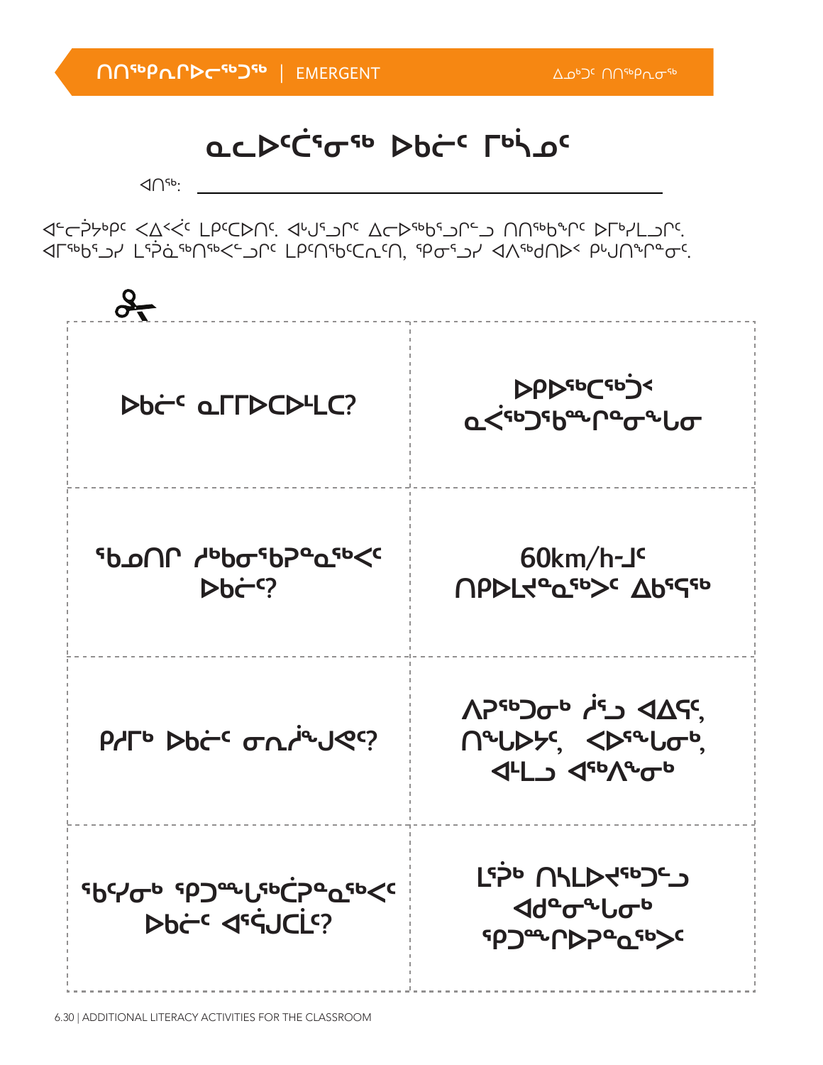# ᓇᓚᐅᑦᑖᕐᓂᖅ ᐅᑲᓃᑦ ᒥᒃᓵᓄᑦ

ᐊᑎᖅ: ______________________________

ᐊᓪᓚᕝᔪᒃᑭᑦ ᐸᐃᑉᐹᑦ ᒪᑭᑦᑕᐅᑎᕐ. ᐊᒡᒍᕐᒧᑦ ᐃᓕᐅᖅᑲᕐᒧᑦᓪᓗ ᑎᑎᖅᑲᖏᑦ ᐅᒥᒃᓯᒪᒧᑦ. ᐊᒥᖅᑲᕐᒧᓯ ᒪᕐᕈᓈᖅᑎᖅᐸᓪᓗᑦ ᒪᑭᑦᑎᖅᑕᑦᑕᖅᑎ, ᕿᓂᕐᒧᓯ ᐊᐱᖅᑯᑎᐅᑉ ᑭᒡᒍᑎᖏᓐᓂᑦ.

| | |
|---|---|
| ᐅᑲᓖᑦ ᓇᒥᒥᐅᑕᐅᒪᑕ? | ᐅᑭᐅᖅᑕᖅᑑᑉ ᓇᐹᖅᑐᖅᑲᖕᖏᓐᓂᖕᒪᓂ |
| ᖃᓄᑎᒋ ᓱᒃᑲᓂᖅᑲᔾᔪᓇᖅᐸᑦ ᐅᑲᓖᑦ? | 60km/h-ᒧᑦ ᑎᑭᐅᒪᔪᓐᓇᖅᐳᑦ ᐃᑲᕐᕋᖅ |
| ᑭᓯᒥᒃ ᐅᑲᓖᑦ ᓂᕿᓰᖕᒎᕙᑦ? | ᐱᔫᖅᑐᓂᒃ ᓰᕐᓗ ᐊᐃᕋᕐ, ᑎᖕᒪᐅᔭᑦ, ᐸᐅᖕᒪᓂᒃ, ᐊᒻᒪᓗ ᐊᖅᐱᖕᓂᒃ |
| ᖃᔭᓂᒃ ᕿᑐᙵᖅᑖᔾᔪᓇᖅᐸᑦ ᐅᑲᓖᑦ ᐊᕐᕌᒍᑕᒦᑦ? | ᒪᕐᕉᒃ ᑎᓴᒪᐅᔪᖅᑐᓪᓗ ᐊᑯᓂᖕᒪᓂᒃ ᕿᑐᙵᕆᐅᔾᔪᓇᖅᐳᑦ |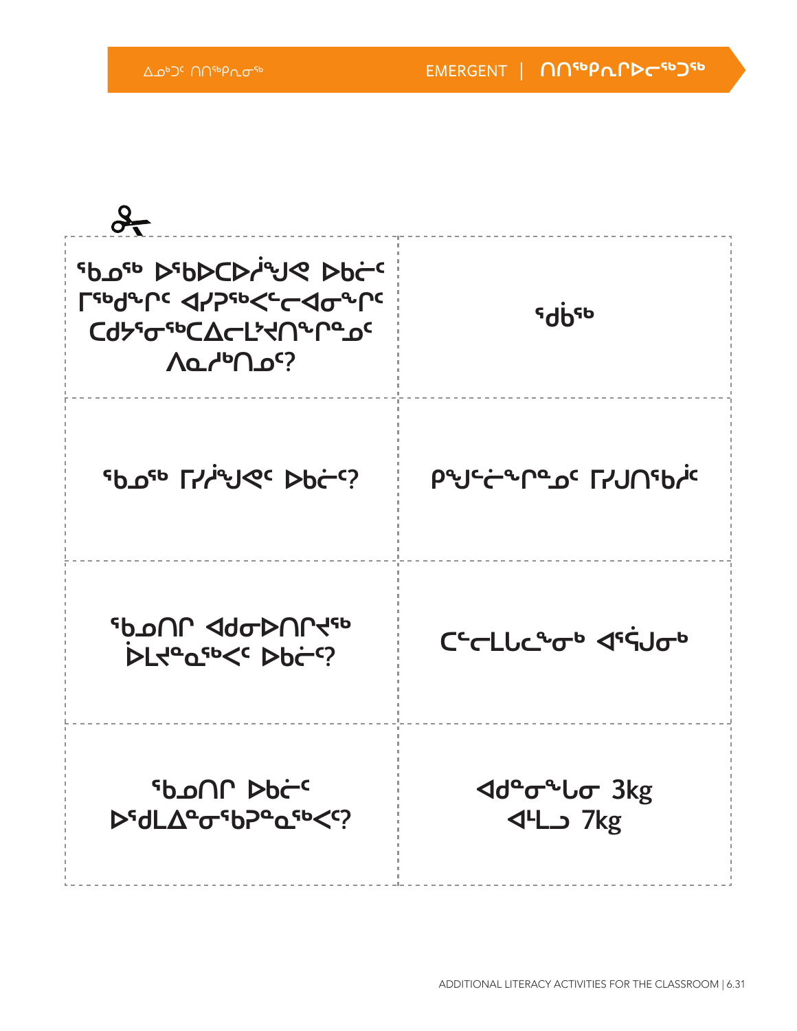| | |
|---|---|
| ᖃᓄᖅ ᐅᖃᐅᑕᐅᓰᖑᕙ ᐅᑲᓖᑦ ᒥᖅᑯᖑᒋᑦ ᐊᓯᕈᖅᐸᓪᓚᐊᓂᖑᒋᑦ ᑕᑯᔫᓂᖅᑕᐃᓚᒪᔾᔭᑎᖑᒋᓐᓄᑦ ᐱᓇᓱᒃᑎᓄᑦ? | ᖁᑳᖅ |
| ᖃᓄᖅ ᒥᓯᒌᖑᕙᑦ ᐅᑲᓖᑦ? | ᑭᖑᓪᓖᖑᒋᓐᓄᑦ ᒥᓱᑎᖅᑲᓰᑦ |
| ᖃᓄᐃᑦ ᐊᑯᓂᐅᑎᒋᔭᖅ ᐆᒪᔾᔭᖅᐸᑦ ᐅᑲᓖᑦ? | ᑕᓪᓚᒪᒐᓚᖕᓂᒃ ᐊᕿᒍᓂᒃ |
| ᖃᓄᐃᑦ ᐅᑲᓖᑦ ᐅᖁᒪᐃᓐᓂᖅᑲᐳᓇᖅᐸᑦ? | ᐊᑯᓂᖕᒐᓂ 3kg ᐊᒻᒪᓗ 7kg |